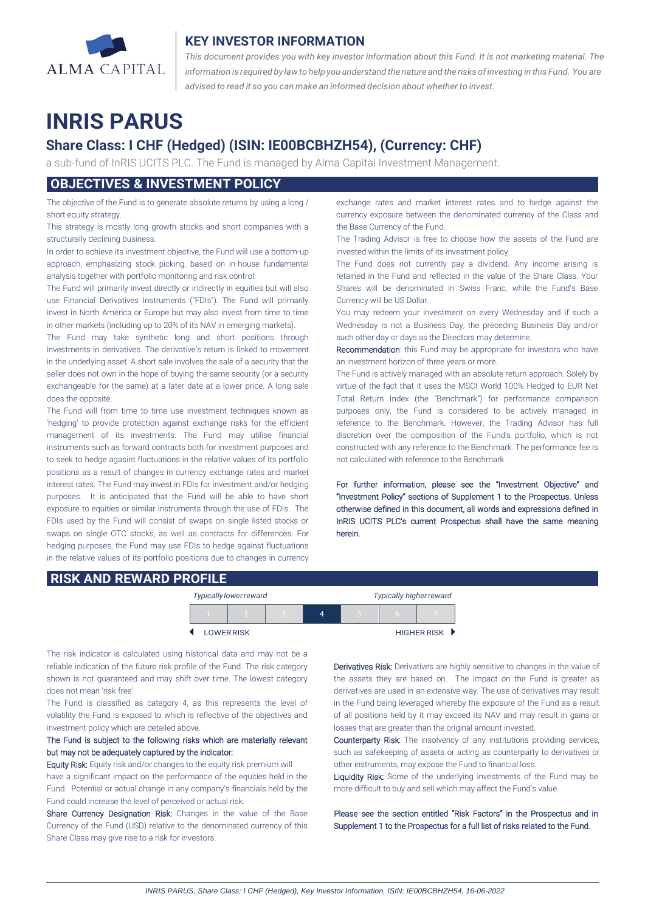ALMA CAPITAL

## KEY INVESTOR INFORMATION

*This document provides you with key investor information about this Fund. It is not marketing material. The information is required by law to help you understand the nature and the risks of investing in this Fund. You are advised to read it so you can make an informed decision about whether to invest.*

# INRIS PARUS

## Share Class: I CHF (Hedged) (ISIN: IE00BCBHZH54), (Currency: CHF)

a sub-fund of InRIS UCITS PLC. The Fund is managed by Alma Capital Investment Management.

## OBJECTIVES & INVESTMENT POLICY

The objective of the Fund is to generate absolute returns by using a long / short equity strategy.

This strategy is mostly long growth stocks and short companies with a structurally declining business.

In order to achieve its investment objective, the Fund will use a bottom-up approach, emphasizing stock picking, based on in-house fundamental analysis together with portfolio monitoring and risk control.

The Fund will primarily invest directly or indirectly in equities but will also use Financial Derivatives Instruments ("FDIs"). The Fund will primarily invest in North America or Europe but may also invest from time to time in other markets (including up to 20% of its NAV in emerging markets).

The Fund may take synthetic long and short positions through investments in derivatives. The derivative's return is linked to movement in the underlying asset. A short sale involves the sale of a security that the seller does not own in the hope of buying the same security (or a security exchangeable for the same) at a later date at a lower price. A long sale does the opposite.

The Fund will from time to time use investment techniques known as 'hedging' to provide protection against exchange risks for the efficient management of its investments. The Fund may utilise financial instruments such as forward contracts both for investment purposes and to seek to hedge agasint fluctuations in the relative values of its portfolio positions as a result of changes in currency exchange rates and market interest rates. The Fund may invest in FDIs for investment and/or hedging purposes. It is anticipated that the Fund will be able to have short exposure to equities or similar instruments through the use of FDIs. The FDIs used by the Fund will consist of swaps on single listed stocks or swaps on single OTC stocks, as well as contracts for differences. For hedging purposes, the Fund may use FDIs to hedge against fluctuations in the relative values of its portfolio positions due to changes in currency exchange rates and market interest rates and to hedge against the currency exposure between the denominated currency of the Class and the Base Currency of the Fund.

The Trading Advisor is free to choose how the assets of the Fund are invested within the limits of its investment policy.

The Fund does not currently pay a dividend. Any income arising is retained in the Fund and reflected in the value of the Share Class. Your Shares will be denominated in Swiss Franc, while the Fund's Base Currency will be US Dollar.

You may redeem your investment on every Wednesday and if such a Wednesday is not a Business Day, the preceding Business Day and/or such other day or days as the Directors may determine.

Recommendation: this Fund may be appropriate for investors who have an investment horizon of three years or more.

The Fund is actively managed with an absolute return approach. Solely by virtue of the fact that it uses the MSCI World 100% Hedged to EUR Net Total Return Index (the "Benchmark") for performance comparison purposes only, the Fund is considered to be actively managed in reference to the Benchmark. However, the Trading Advisor has full discretion over the composition of the Fund's portfolio, which is not constructed with any reference to the Benchmark. The performance fee is not calculated with reference to the Benchmark.

For further information, please see the "Investment Objective" and "Investment Policy" sections of Supplement 1 to the Prospectus. Unless otherwise defined in this document, all words and expressions defined in InRIS UCITS PLC's current Prospectus shall have the same meaning herein.

## RISK AND REWARD PROFILE

*Typically lower reward* — *Typically higher reward*

| 1 | 2 | 3 | **4** | 5 | 6 | 7 |
|---|---|---|---|---|---|---|

◄ LOWER RISK — HIGHER RISK ►

The risk indicator is calculated using historical data and may not be a reliable indication of the future risk profile of the Fund. The risk category shown is not guaranteed and may shift over time. The lowest category does not mean 'risk free'.

The Fund is classified as category 4, as this represents the level of volatility the Fund is exposed to which is reflective of the objectives and investment policy which are detailed above.

The Fund is subject to the following risks which are materially relevant but may not be adequately captured by the indicator:

Equity Risk: Equity risk and/or changes to the equity risk premium will have a significant impact on the performance of the equities held in the Fund. Potential or actual change in any company's financials held by the Fund could increase the level of perceived or actual risk.

Share Currency Designation Risk: Changes in the value of the Base Currency of the Fund (USD) relative to the denominated currency of this Share Class may give rise to a risk for investors.

Derivatives Risk: Derivatives are highly sensitive to changes in the value of the assets they are based on. The impact on the Fund is greater as derivatives are used in an extensive way. The use of derivatives may result in the Fund being leveraged whereby the exposure of the Fund as a result of all positions held by it may exceed its NAV and may result in gains or losses that are greater than the original amount invested.

Counterparty Risk: The insolvency of any institutions providing services, such as safekeeping of assets or acting as counterparty to derivatives or other instruments, may expose the Fund to financial loss.

Liquidity Risk: Some of the underlying investments of the Fund may be more difficult to buy and sell which may affect the Fund's value.

Please see the section entitled "Risk Factors" in the Prospectus and in Supplement 1 to the Prospectus for a full list of risks related to the Fund.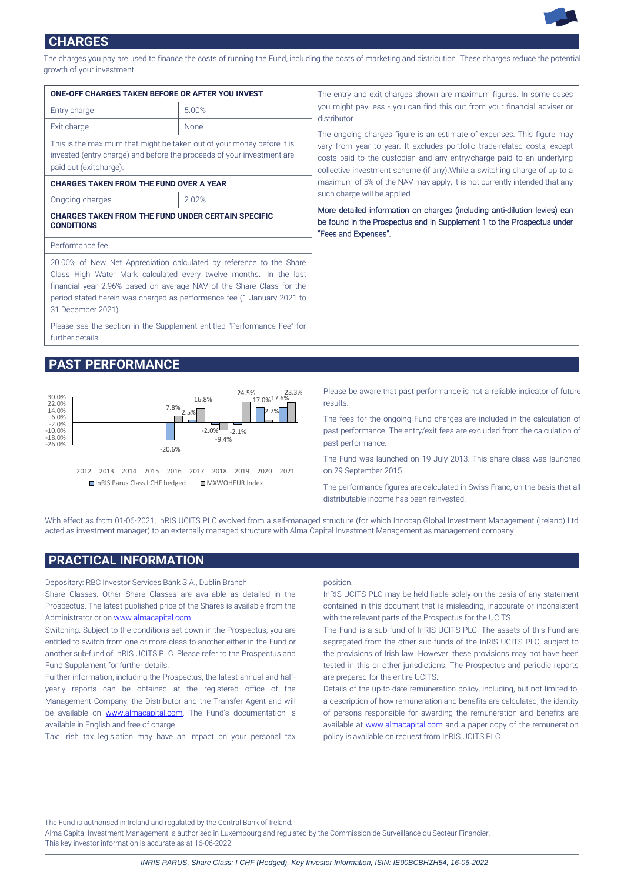## CHARGES

The charges you pay are used to finance the costs of running the Fund, including the costs of marketing and distribution. These charges reduce the potential growth of your investment.

| ONE-OFF CHARGES TAKEN BEFORE OR AFTER YOU INVEST | |
|---|---|
| Entry charge | 5.00% |
| Exit charge | None |
| This is the maximum that might be taken out of your money before it is invested (entry charge) and before the proceeds of your investment are paid out (exitcharge). | |
| **CHARGES TAKEN FROM THE FUND OVER A YEAR** | |
| Ongoing charges | 2.02% |
| **CHARGES TAKEN FROM THE FUND UNDER CERTAIN SPECIFIC CONDITIONS** | |
| Performance fee | |
| 20.00% of New Net Appreciation calculated by reference to the Share Class High Water Mark calculated every twelve months. In the last financial year 2.96% based on average NAV of the Share Class for the period stated herein was charged as performance fee (1 January 2021 to 31 December 2021). Please see the section in the Supplement entitled "Performance Fee" for further details. | |

The entry and exit charges shown are maximum figures. In some cases you might pay less - you can find this out from your financial adviser or distributor.

The ongoing charges figure is an estimate of expenses. This figure may vary from year to year. It excludes portfolio trade-related costs, except costs paid to the custodian and any entry/charge paid to an underlying collective investment scheme (if any).While a switching charge of up to a maximum of 5% of the NAV may apply, it is not currently intended that any such charge will be applied.

More detailed information on charges (including anti-dilution levies) can be found in the Prospectus and in Supplement 1 to the Prospectus under "Fees and Expenses".

## PAST PERFORMANCE

30.0%
22.0%
14.0%
6.0%
-2.0%
-10.0%
-18.0%
-26.0%

-20.6%
7.8%
2.5%
16.8%
-2.0%
-9.4%
-2.1%
24.5%
17.0%
2.7%
17.6%
23.3%

2012 2013 2014 2015 2016 2017 2018 2019 2020 2021

InRIS Parus Class I CHF hedged
MXWOHEUR Index

Please be aware that past performance is not a reliable indicator of future results.

The fees for the ongoing Fund charges are included in the calculation of past performance. The entry/exit fees are excluded from the calculation of past performance.

The Fund was launched on 19 July 2013. This share class was launched on 29 September 2015.

The performance figures are calculated in Swiss Franc, on the basis that all distributable income has been reinvested.

With effect as from 01-06-2021, InRIS UCITS PLC evolved from a self-managed structure (for which Innocap Global Investment Management (Ireland) Ltd acted as investment manager) to an externally managed structure with Alma Capital Investment Management as management company.

## PRACTICAL INFORMATION

Depositary: RBC Investor Services Bank S.A., Dublin Branch.

Share Classes: Other Share Classes are available as detailed in the Prospectus. The latest published price of the Shares is available from the Administrator or on www.almacapital.com.

Switching: Subject to the conditions set down in the Prospectus, you are entitled to switch from one or more class to another either in the Fund or another sub-fund of InRIS UCITS PLC. Please refer to the Prospectus and Fund Supplement for further details.

Further information, including the Prospectus, the latest annual and half-yearly reports can be obtained at the registered office of the Management Company, the Distributor and the Transfer Agent and will be available on www.almacapital.com. The Fund's documentation is available in English and free of charge.

Tax: Irish tax legislation may have an impact on your personal tax position.

InRIS UCITS PLC may be held liable solely on the basis of any statement contained in this document that is misleading, inaccurate or inconsistent with the relevant parts of the Prospectus for the UCITS.

The Fund is a sub-fund of InRIS UCITS PLC. The assets of this Fund are segregated from the other sub-funds of the InRIS UCITS PLC, subject to the provisions of Irish law. However, these provisions may not have been tested in this or other jurisdictions. The Prospectus and periodic reports are prepared for the entire UCITS.

Details of the up-to-date remuneration policy, including, but not limited to, a description of how remuneration and benefits are calculated, the identity of persons responsible for awarding the remuneration and benefits are available at www.almacapital.com and a paper copy of the remuneration policy is available on request from InRIS UCITS PLC.

The Fund is authorised in Ireland and regulated by the Central Bank of Ireland.
Alma Capital Investment Management is authorised in Luxembourg and regulated by the Commission de Surveillance du Secteur Financier.
This key investor information is accurate as at 16-06-2022.